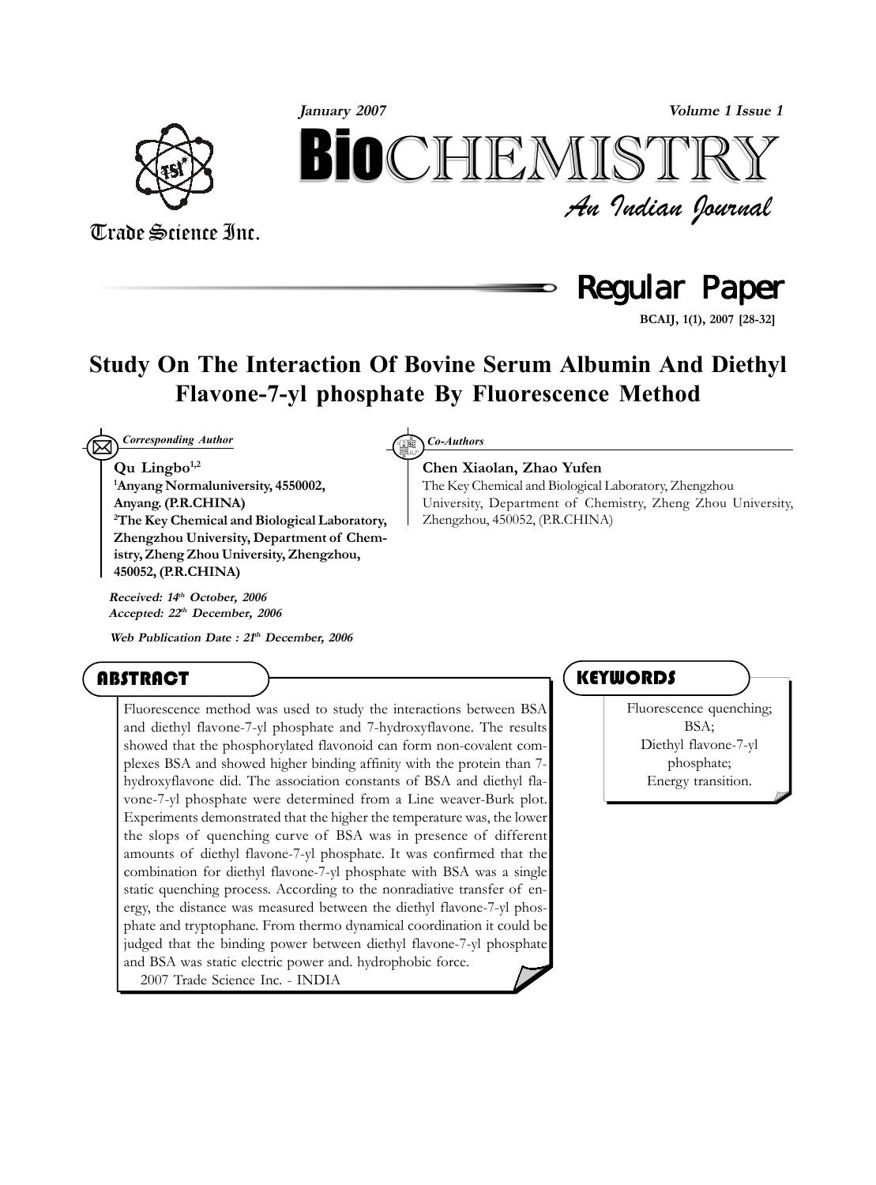# Study On The Interaction Of Bovine Serum Albumin And Diethyl Flavone-7-yl phosphate By Fluorescence Method

*Corresponding Author*

**Qu Lingbo[1,2]**

[1]**Anyang Normaluniversity, 4550002, Anyang. (P.R.CHINA)**

[2]**The Key Chemical and Biological Laboratory, Zhengzhou University, Department of Chemistry, Zheng Zhou University, Zhengzhou, 450052, (P.R.CHINA)**

*Co-Authors*

**Chen Xiaolan, Zhao Yufen**

The Key Chemical and Biological Laboratory, Zhengzhou University, Department of Chemistry, Zheng Zhou University, Zhengzhou, 450052, (P.R.CHINA)

***Received:*** *14th October, 2006*
***Accepted:*** *22th December, 2006*

***Web Publication Date :*** *21th December, 2006*

## ABSTRACT

Fluorescence method was used to study the interactions between BSA and diethyl flavone-7-yl phosphate and 7-hydroxyflavone. The results showed that the phosphorylated flavonoid can form non-covalent complexes BSA and showed higher binding affinity with the protein than 7-hydroxyflavone did. The association constants of BSA and diethyl flavone-7-yl phosphate were determined from a Line weaver-Burk plot. Experiments demonstrated that the higher the temperature was, the lower the slops of quenching curve of BSA was in presence of different amounts of diethyl flavone-7-yl phosphate. It was confirmed that the combination for diethyl flavone-7-yl phosphate with BSA was a single static quenching process. According to the nonradiative transfer of energy, the distance was measured between the diethyl flavone-7-yl phosphate and tryptophane. From thermo dynamical coordination it could be judged that the binding power between diethyl flavone-7-yl phosphate and BSA was static electric power and. hydrophobic force.

2007 Trade Science Inc. - INDIA

## KEYWORDS

Fluorescence quenching;
BSA;
Diethyl flavone-7-yl phosphate;
Energy transition.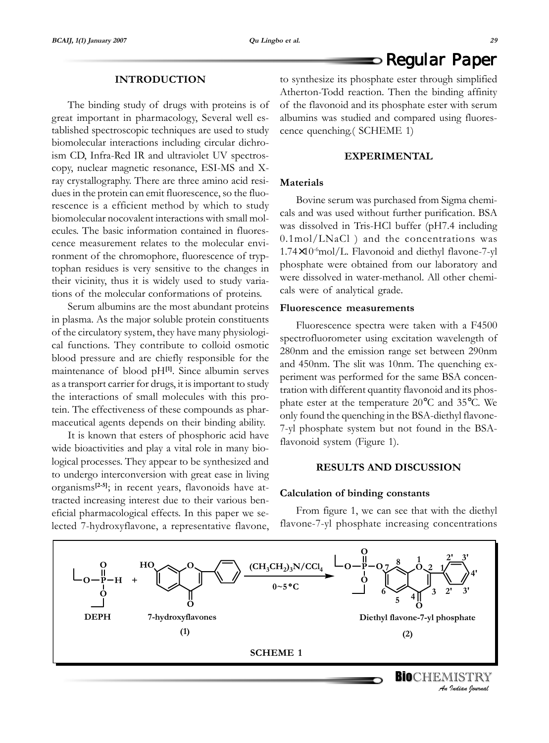## INTRODUCTION

The binding study of drugs with proteins is of great important in pharmacology, Several well established spectroscopic techniques are used to study biomolecular interactions including circular dichroism CD, Infra-Red IR and ultraviolet UV spectroscopy, nuclear magnetic resonance, ESI-MS and X-ray crystallography. There are three amino acid residues in the protein can emit fluorescence, so the fluorescence is a efficient method by which to study biomolecular nocovalent interactions with small molecules. The basic information contained in fluorescence measurement relates to the molecular environment of the chromophore, fluorescence of tryptophan residues is very sensitive to the changes in their vicinity, thus it is widely used to study variations of the molecular conformations of proteins.

Serum albumins are the most abundant proteins in plasma. As the major soluble protein constituents of the circulatory system, they have many physiological functions. They contribute to colloid osmotic blood pressure and are chiefly responsible for the maintenance of blood pH[1]. Since albumin serves as a transport carrier for drugs, it is important to study the interactions of small molecules with this protein. The effectiveness of these compounds as pharmaceutical agents depends on their binding ability.

It is known that esters of phosphoric acid have wide bioactivities and play a vital role in many biological processes. They appear to be synthesized and to undergo interconversion with great ease in living organisms[2-5]; in recent years, flavonoids have attracted increasing interest due to their various beneficial pharmacological effects. In this paper we selected 7-hydroxyflavone, a representative flavone, to synthesize its phosphate ester through simplified Atherton-Todd reaction. Then the binding affinity of the flavonoid and its phosphate ester with serum albumins was studied and compared using fluorescence quenching.( SCHEME 1)

## EXPERIMENTAL

### Materials

Bovine serum was purchased from Sigma chemicals and was used without further purification. BSA was dissolved in Tris-HCl buffer (pH7.4 including 0.1mol/LNaCl ) and the concentrations was $1.74\times10^{-6}$mol/L. Flavonoid and diethyl flavone-7-yl phosphate were obtained from our laboratory and were dissolved in water-methanol. All other chemicals were of analytical grade.

### Fluorescence measurements

Fluorescence spectra were taken with a F4500 spectrofluorometer using excitation wavelength of 280nm and the emission range set between 290nm and 450nm. The slit was 10nm. The quenching experiment was performed for the same BSA concentration with different quantity flavonoid and its phosphate ester at the temperature 20°C and 35°C. We only found the quenching in the BSA-diethyl flavone-7-yl phosphate system but not found in the BSA-flavonoid system (Figure 1).

## RESULTS AND DISCUSSION

### Calculation of binding constants

From figure 1, we can see that with the diethyl flavone-7-yl phosphate increasing concentrations

DEPH + 7-hydroxyflavones (1) $\xrightarrow[0\sim5^\circ C]{(CH_3CH_2)_3N/CCl_4}$ Diethyl flavone-7-yl phosphate (2)

SCHEME 1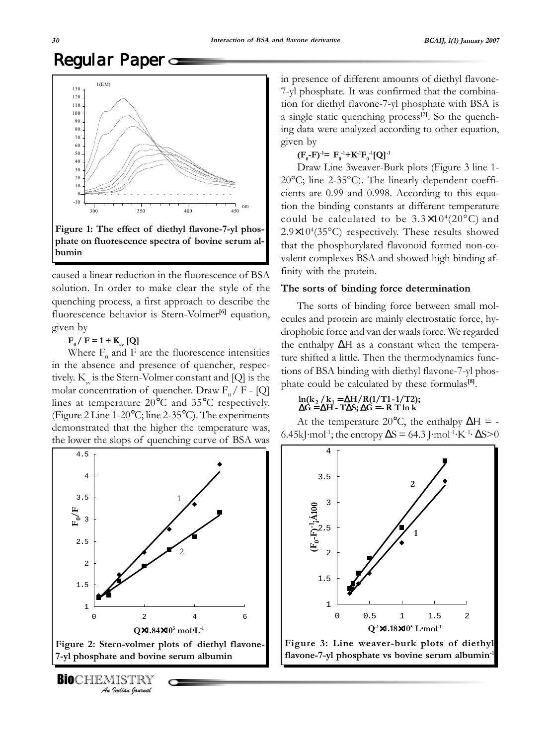## Regular Paper

Figure 1: The effect of diethyl flavone-7-yl phosphate on fluorescence spectra of bovine serum albumin

caused a linear reduction in the fluorescence of BSA solution. In order to make clear the style of the quenching process, a first approach to describe the fluorescence behavior is Stern-Volmer[6] equation, given by

$$F_0 / F = 1 + K_{sv} [Q]$$

Where $F_0$ and F are the fluorescence intensities in the absence and presence of quencher, respectively. $K_{sv}$ is the Stern-Volmer constant and [Q] is the molar concentration of quencher. Draw $F_0$ / F - [Q] lines at temperature 20°C and 35°C respectively. (Figure 2 Line 1-20°C; line 2-35°C). The experiments demonstrated that the higher the temperature was, the lower the slops of quenching curve of BSA was in presence of different amounts of diethyl flavone-7-yl phosphate. It was confirmed that the combination for diethyl flavone-7-yl phosphate with BSA is a single static quenching process[7]. So the quenching data were analyzed according to other equation, given by

$$(F_0\text{-}F)^{-1}= F_0^{-1}+K^{-1}F_0^{-1}[Q]^{-1}$$

Draw Line 3weaver-Burk plots (Figure 3 line 1-20°C; line 2-35°C). The linearly dependent coefficients are 0.99 and 0.998. According to this equation the binding constants at different temperature could be calculated to be $3.3\times10^4$(20°C) and $2.9\times10^4$(35°C) respectively. These results showed that the phosphorylated flavonoid formed non-covalent complexes BSA and showed high binding affinity with the protein.

### The sorts of binding force determination

The sorts of binding force between small molecules and protein are mainly electrostatic force, hydrophobic force and van der waals force. We regarded the enthalpy $\Delta H$ as a constant when the temperature shifted a little. Then the thermodynamics functions of BSA binding with diethyl flavone-7-yl phosphate could be calculated by these formulas[8].

$$\ln(k_2 / k_1) = \Delta H/R(1/T1\text{-}1/T2);$$
$$\Delta G = \Delta H - T\Delta S; \Delta G = - R\ T \ln k$$

At the temperature 20°C, the enthalpy $\Delta H$ = -6.45kJ·mol$^{-1}$; the entropy $\Delta S$ = 64.3 J·mol$^{-1}$·K$^{-1}$· $\Delta S$>0

Figure 2: Stern-volmer plots of diethyl flavone-7-yl phosphate and bovine serum albumin

Figure 3: Line weaver-burk plots of diethyl flavone-7-yl phosphate vs bovine serum albumin[1]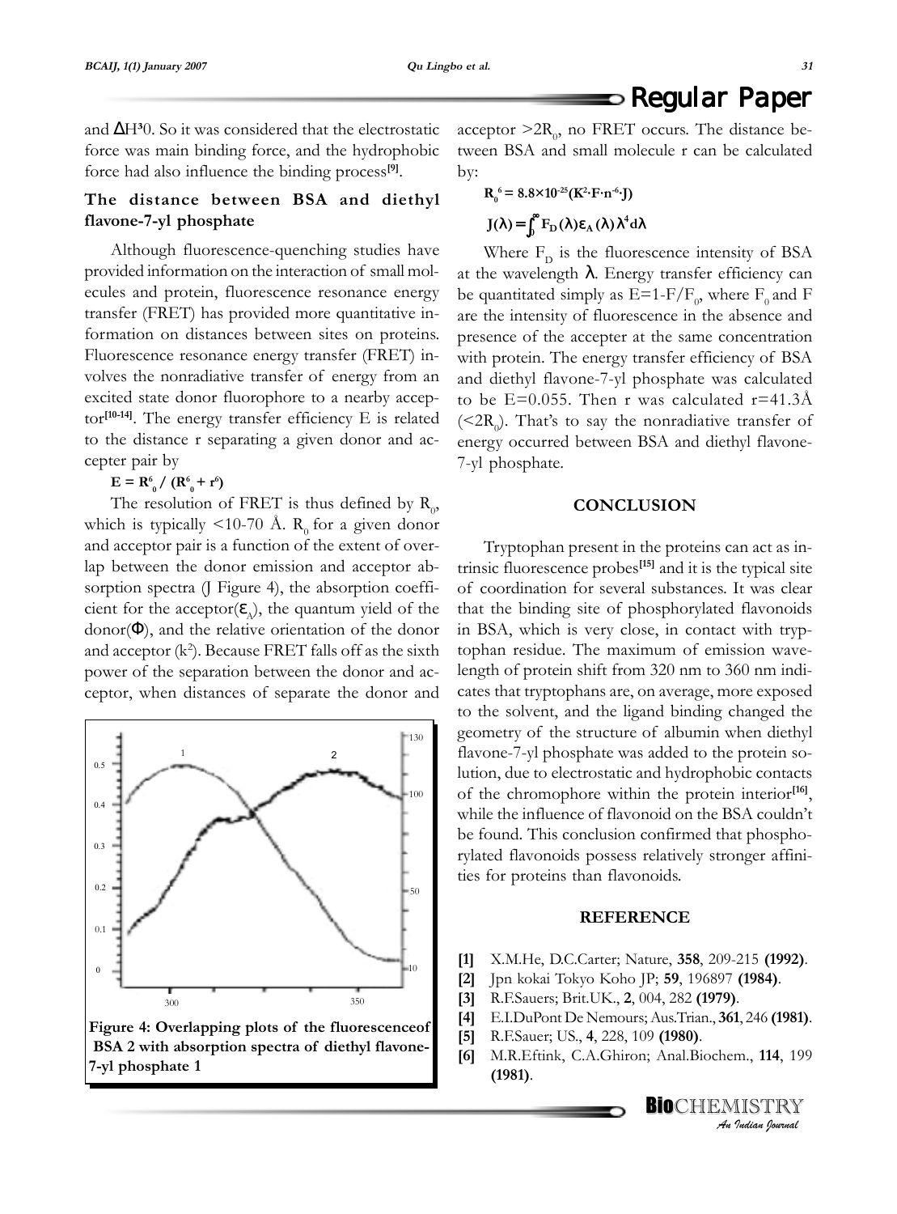and ΔH³0. So it was considered that the electrostatic force was main binding force, and the hydrophobic force had also influence the binding process[9].

### The distance between BSA and diethyl flavone-7-yl phosphate

Although fluorescence-quenching studies have provided information on the interaction of small molecules and protein, fluorescence resonance energy transfer (FRET) has provided more quantitative information on distances between sites on proteins. Fluorescence resonance energy transfer (FRET) involves the nonradiative transfer of energy from an excited state donor fluorophore to a nearby acceptor[10-14]. The energy transfer efficiency E is related to the distance r separating a given donor and accepter pair by

$$E = R_0^6 / (R_0^6 + r^6)$$

The resolution of FRET is thus defined by $R_0$, which is typically <10-70 Å. $R_0$ for a given donor and acceptor pair is a function of the extent of overlap between the donor emission and acceptor absorption spectra (J Figure 4), the absorption coefficient for the acceptor($\varepsilon_A$), the quantum yield of the donor($\Phi$), and the relative orientation of the donor and acceptor ($k^2$). Because FRET falls off as the sixth power of the separation between the donor and acceptor, when distances of separate the donor and acceptor $>2R_0$, no FRET occurs. The distance between BSA and small molecule r can be calculated by:

$$R_0^6 = 8.8\times10^{-25}(K^2\cdot F\cdot n^{-6}\cdot J)$$

$$J(\lambda) = \int_0^\infty F_D(\lambda)\varepsilon_A(\lambda)\lambda^4 d\lambda$$

Where $F_D$ is the fluorescence intensity of BSA at the wavelength $\lambda$. Energy transfer efficiency can be quantitated simply as $E=1-F/F_0$, where $F_0$ and F are the intensity of fluorescence in the absence and presence of the accepter at the same concentration with protein. The energy transfer efficiency of BSA and diethyl flavone-7-yl phosphate was calculated to be E=0.055. Then r was calculated r=41.3Å ($<2R_0$). That's to say the nonradiative transfer of energy occurred between BSA and diethyl flavone-7-yl phosphate.

Figure 4: Overlapping plots of the fluorescenceof BSA 2 with absorption spectra of diethyl flavone-7-yl phosphate 1

## CONCLUSION

Tryptophan present in the proteins can act as intrinsic fluorescence probes[15] and it is the typical site of coordination for several substances. It was clear that the binding site of phosphorylated flavonoids in BSA, which is very close, in contact with tryptophan residue. The maximum of emission wavelength of protein shift from 320 nm to 360 nm indicates that tryptophans are, on average, more exposed to the solvent, and the ligand binding changed the geometry of the structure of albumin when diethyl flavone-7-yl phosphate was added to the protein solution, due to electrostatic and hydrophobic contacts of the chromophore within the protein interior[16], while the influence of flavonoid on the BSA couldn't be found. This conclusion confirmed that phosphorylated flavonoids possess relatively stronger affinities for proteins than flavonoids.

## REFERENCE

[1] X.M.He, D.C.Carter; Nature, **358**, 209-215 **(1992)**.

[2] Jpn kokai Tokyo Koho JP; **59**, 196897 **(1984)**.

[3] R.F.Sauers; Brit.UK., **2**, 004, 282 **(1979)**.

[4] E.I.DuPont De Nemours; Aus.Trian., **361**, 246 **(1981)**.

[5] R.F.Sauer; US., **4**, 228, 109 **(1980)**.

[6] M.R.Eftink, C.A.Ghiron; Anal.Biochem., **114**, 199 **(1981)**.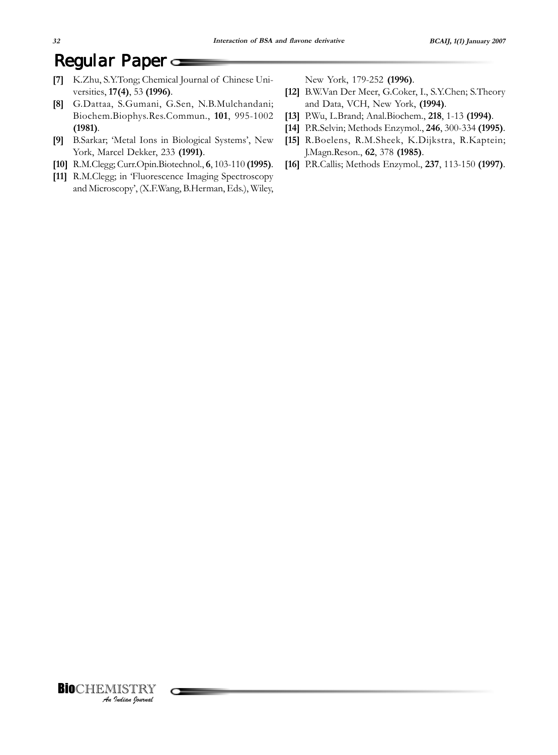- **[7]** K.Zhu, S.Y.Tong; Chemical Journal of Chinese Universities, **17(4)**, 53 **(1996)**.
- **[8]** G.Dattaa, S.Gumani, G.Sen, N.B.Mulchandani; Biochem.Biophys.Res.Commun., **101**, 995-1002 **(1981)**.
- **[9]** B.Sarkar; 'Metal Ions in Biological Systems', New York, Marcel Dekker, 233 **(1991)**.
- **[10]** R.M.Clegg; Curr.Opin.Biotechnol., **6**, 103-110 **(1995)**.
- **[11]** R.M.Clegg; in 'Fluorescence Imaging Spectroscopy and Microscopy', (X.F.Wang, B.Herman, Eds.), Wiley, New York, 179-252 **(1996)**.
- **[12]** B.W.Van Der Meer, G.Coker, I., S.Y.Chen; S.Theory and Data, VCH, New York, **(1994)**.
- **[13]** P.Wu, L.Brand; Anal.Biochem., **218**, 1-13 **(1994)**.
- **[14]** P.R.Selvin; Methods Enzymol., **246**, 300-334 **(1995)**.
- **[15]** R.Boelens, R.M.Sheek, K.Dijkstra, R.Kaptein; J.Magn.Reson., **62**, 378 **(1985)**.
- **[16]** P.R.Callis; Methods Enzymol., **237**, 113-150 **(1997)**.